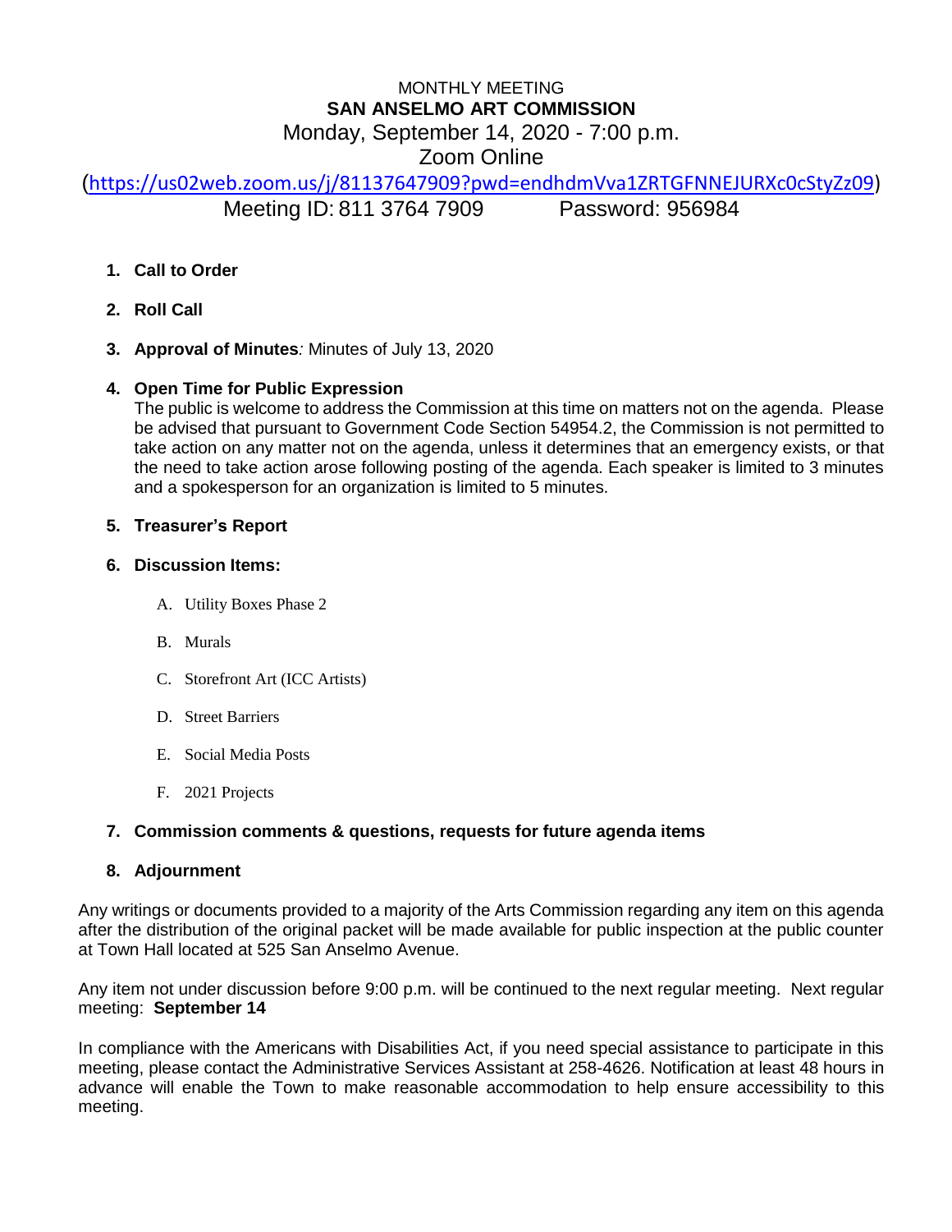MONTHLY MEETING

# SAN ANSELMO ART COMMISSION

Monday, September 14, 2020 - 7:00 p.m.

Zoom Online

(https://us02web.zoom.us/j/81137647909?pwd=endhdmVva1ZRTGFNNEJURXc0cStyZz09)

Meeting ID: 811 3764 7909 Password: 956984

1. **Call to Order**
2. **Roll Call**
3. **Approval of Minutes***:* Minutes of July 13, 2020
4. **Open Time for Public Expression**
   The public is welcome to address the Commission at this time on matters not on the agenda. Please be advised that pursuant to Government Code Section 54954.2, the Commission is not permitted to take action on any matter not on the agenda, unless it determines that an emergency exists, or that the need to take action arose following posting of the agenda. Each speaker is limited to 3 minutes and a spokesperson for an organization is limited to 5 minutes.
5. **Treasurer's Report**
6. **Discussion Items:**
   A. Utility Boxes Phase 2
   B. Murals
   C. Storefront Art (ICC Artists)
   D. Street Barriers
   E. Social Media Posts
   F. 2021 Projects
7. **Commission comments & questions, requests for future agenda items**
8. **Adjournment**

Any writings or documents provided to a majority of the Arts Commission regarding any item on this agenda after the distribution of the original packet will be made available for public inspection at the public counter at Town Hall located at 525 San Anselmo Avenue.

Any item not under discussion before 9:00 p.m. will be continued to the next regular meeting. Next regular meeting: **September 14**

In compliance with the Americans with Disabilities Act, if you need special assistance to participate in this meeting, please contact the Administrative Services Assistant at 258-4626. Notification at least 48 hours in advance will enable the Town to make reasonable accommodation to help ensure accessibility to this meeting.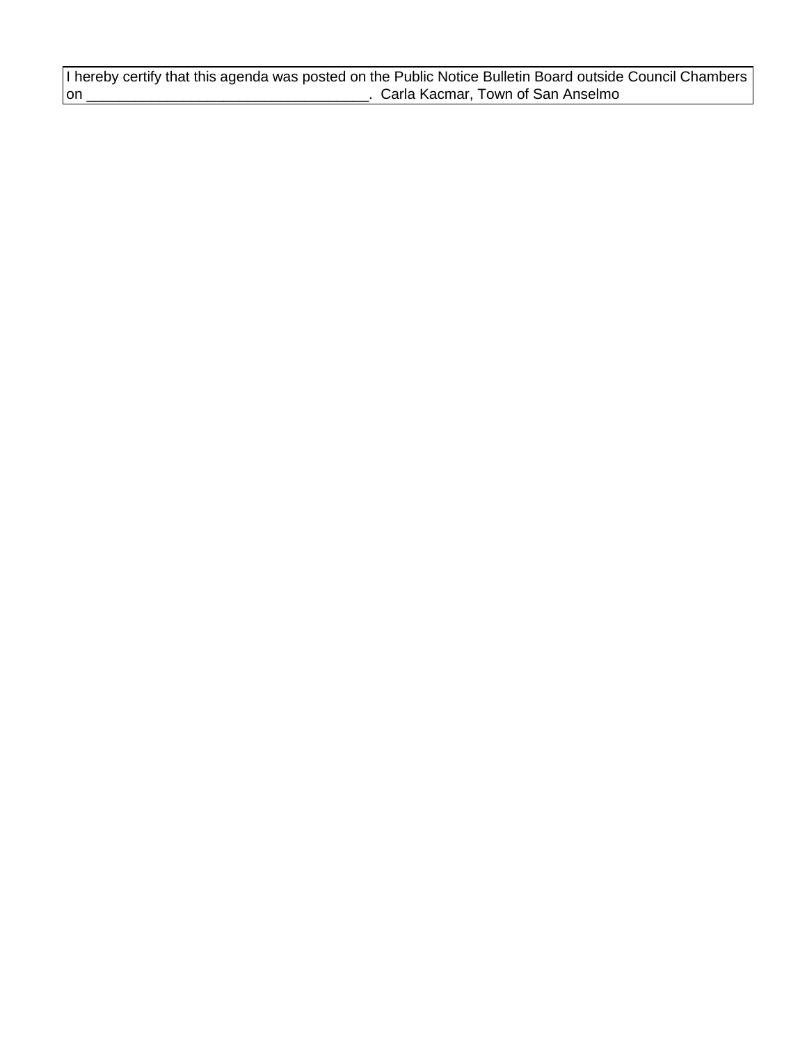I hereby certify that this agenda was posted on the Public Notice Bulletin Board outside Council Chambers on ___________________________________. Carla Kacmar, Town of San Anselmo